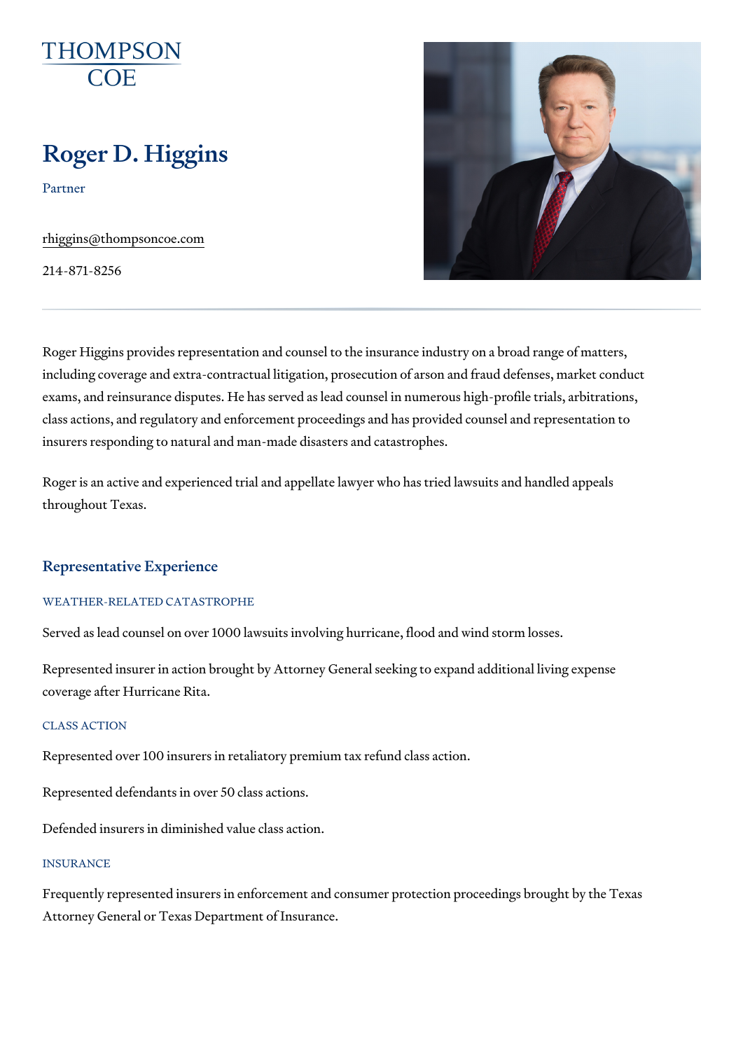THOMPSON COE

# Roger D. Higgins

Partner

rhiggins@thompsoncoe.com

214-871-8256

Roger Higgins provides representation and counsel to the insurance industry on a broad range of matters, including coverage and extra-contractual litigation, prosecution of arson and fraud defenses, market conduct exams, and reinsurance disputes. He has served as lead counsel in numerous high-profile trials, arbitrations, class actions, and regulatory and enforcement proceedings and has provided counsel and representation to insurers responding to natural and man-made disasters and catastrophes.

Roger is an active and experienced trial and appellate lawyer who has tried lawsuits and handled appeals throughout Texas.

## Representative Experience

### WEATHER-RELATED CATASTROPHE

Served as lead counsel on over 1000 lawsuits involving hurricane, flood and wind storm losses.

Represented insurer in action brought by Attorney General seeking to expand additional living expense coverage after Hurricane Rita.

### CLASS ACTION

Represented over 100 insurers in retaliatory premium tax refund class action.

Represented defendants in over 50 class actions.

Defended insurers in diminished value class action.

### INSURANCE

Frequently represented insurers in enforcement and consumer protection proceedings brought by the Texas Attorney General or Texas Department of Insurance.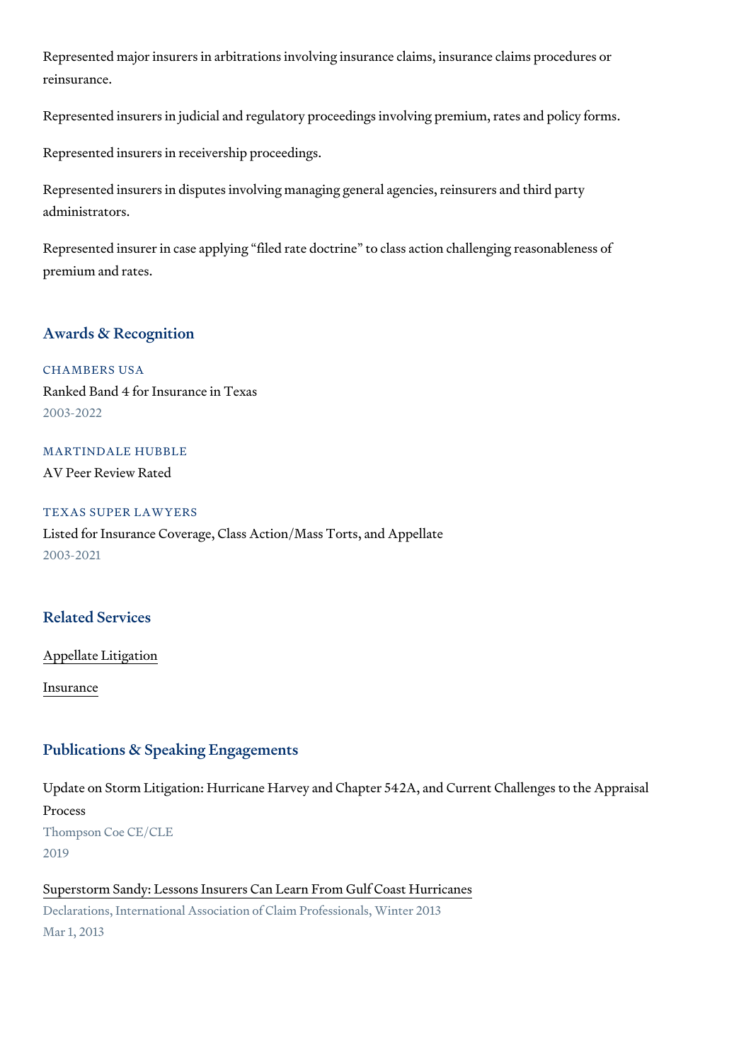Represented major insurers in arbitrations involving insurance claims, insurance claims procedures or reinsurance.

Represented insurers in judicial and regulatory proceedings involving premium, rates and policy forms.

Represented insurers in receivership proceedings.

Represented insurers in disputes involving managing general agencies, reinsurers and third party administrators.

Represented insurer in case applying "filed rate doctrine" to class action challenging reasonableness of premium and rates.

## Awards & Recognition

CHAMBERS USA

Ranked Band 4 for Insurance in Texas

2003-2022

MARTINDALE HUBBLE

AV Peer Review Rated

TEXAS SUPER LAWYERS

Listed for Insurance Coverage, Class Action/Mass Torts, and Appellate

2003-2021

## Related Services

Appellate Litigation

Insurance

## Publications & Speaking Engagements

Update on Storm Litigation: Hurricane Harvey and Chapter 542A, and Current Challenges to the Appraisal Process

Thompson Coe CE/CLE

2019

Superstorm Sandy: Lessons Insurers Can Learn From Gulf Coast Hurricanes

Declarations, International Association of Claim Professionals, Winter 2013

Mar 1, 2013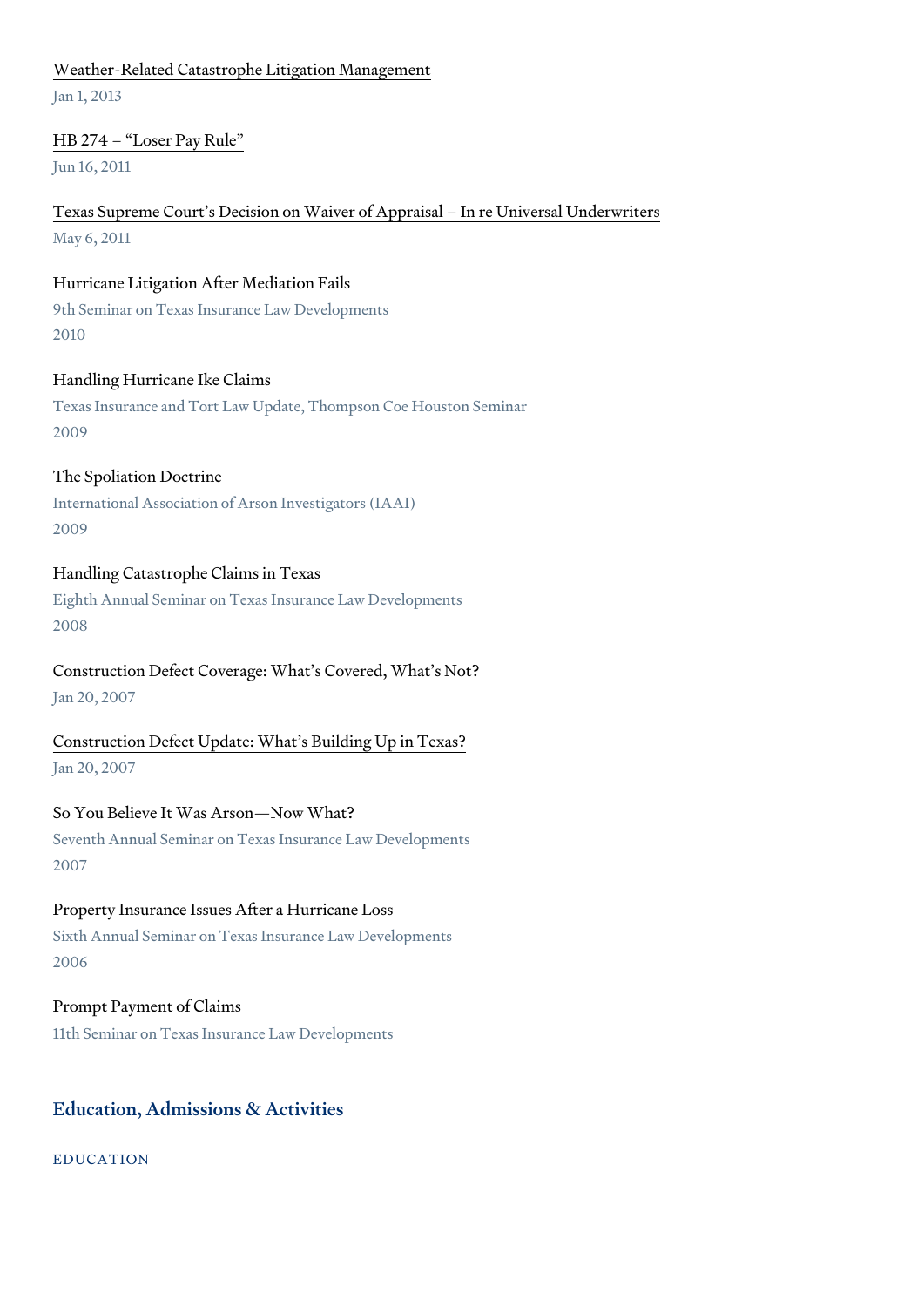[Weather-Related Catastrophe Litigation Management]
Jan 1, 2013

[HB 274 – "Loser Pay Rule"]
Jun 16, 2011

[Texas Supreme Court's Decision on Waiver of Appraisal – In re Universal Underwriters]
May 6, 2011

Hurricane Litigation After Mediation Fails
9th Seminar on Texas Insurance Law Developments
2010

Handling Hurricane Ike Claims
Texas Insurance and Tort Law Update, Thompson Coe Houston Seminar
2009

The Spoliation Doctrine
International Association of Arson Investigators (IAAI)
2009

Handling Catastrophe Claims in Texas
Eighth Annual Seminar on Texas Insurance Law Developments
2008

[Construction Defect Coverage: What's Covered, What's Not?]
Jan 20, 2007

[Construction Defect Update: What's Building Up in Texas?]
Jan 20, 2007

So You Believe It Was Arson—Now What?
Seventh Annual Seminar on Texas Insurance Law Developments
2007

Property Insurance Issues After a Hurricane Loss
Sixth Annual Seminar on Texas Insurance Law Developments
2006

Prompt Payment of Claims
11th Seminar on Texas Insurance Law Developments

## Education, Admissions & Activities

### EDUCATION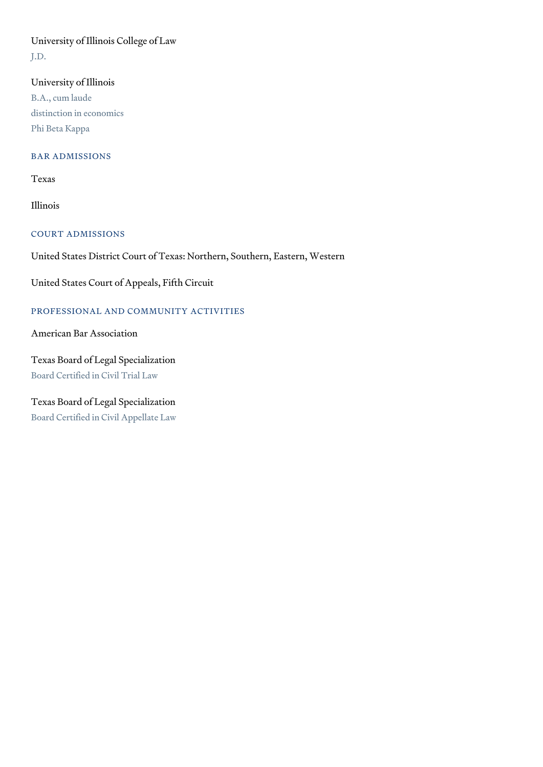University of Illinois College of Law

J.D.

University of Illinois

B.A., cum laude

distinction in economics

Phi Beta Kappa

## BAR ADMISSIONS

Texas

Illinois

## COURT ADMISSIONS

United States District Court of Texas: Northern, Southern, Eastern, Western

United States Court of Appeals, Fifth Circuit

## PROFESSIONAL AND COMMUNITY ACTIVITIES

American Bar Association

Texas Board of Legal Specialization

Board Certified in Civil Trial Law

Texas Board of Legal Specialization

Board Certified in Civil Appellate Law